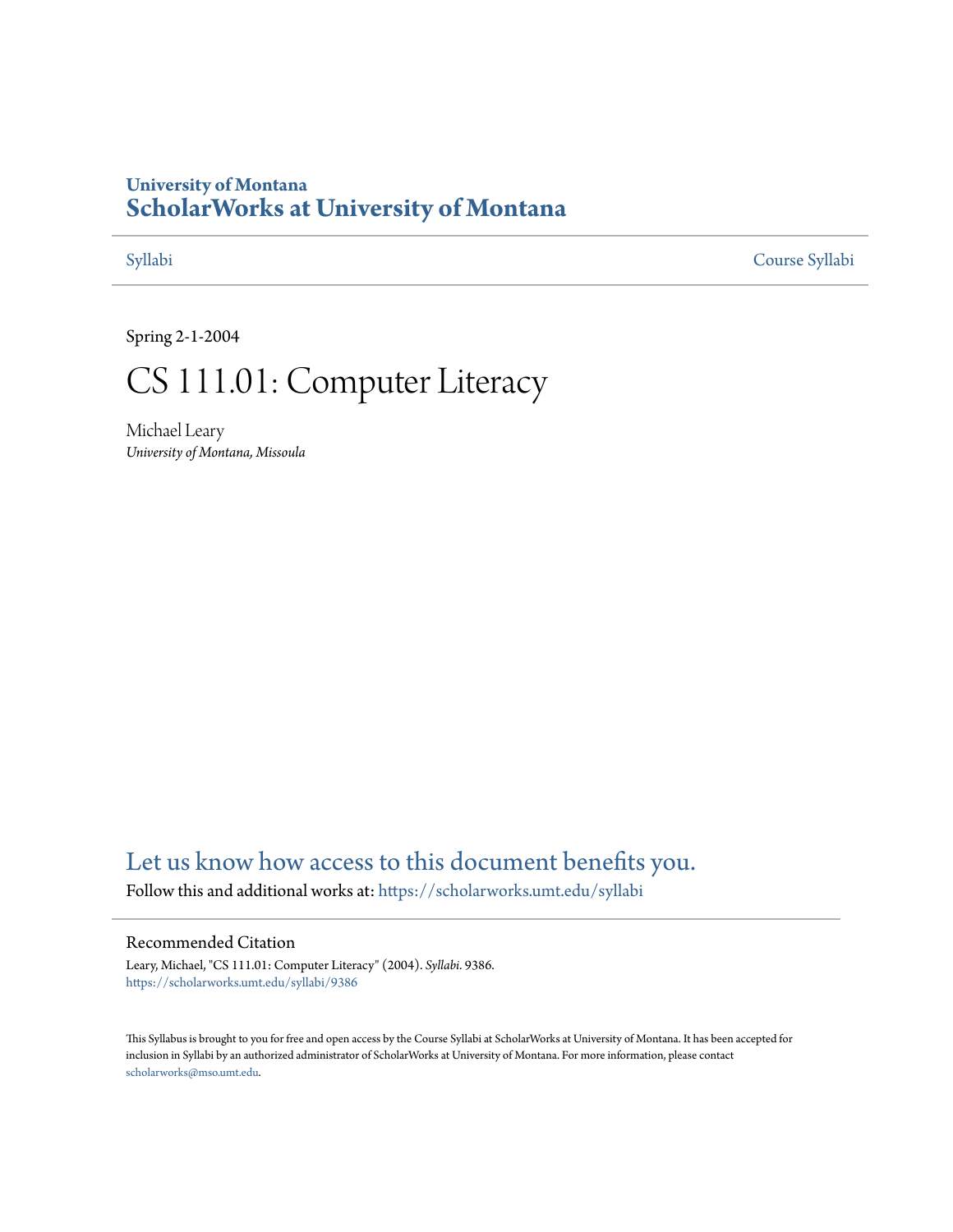University of Montana

# ScholarWorks at University of Montana

Syllabi | Course Syllabi

Spring 2-1-2004

# CS 111.01: Computer Literacy

Michael Leary
*University of Montana, Missoula*

Let us know how access to this document benefits you.

Follow this and additional works at: https://scholarworks.umt.edu/syllabi

## Recommended Citation

Leary, Michael, "CS 111.01: Computer Literacy" (2004). *Syllabi*. 9386.
https://scholarworks.umt.edu/syllabi/9386

This Syllabus is brought to you for free and open access by the Course Syllabi at ScholarWorks at University of Montana. It has been accepted for inclusion in Syllabi by an authorized administrator of ScholarWorks at University of Montana. For more information, please contact scholarworks@mso.umt.edu.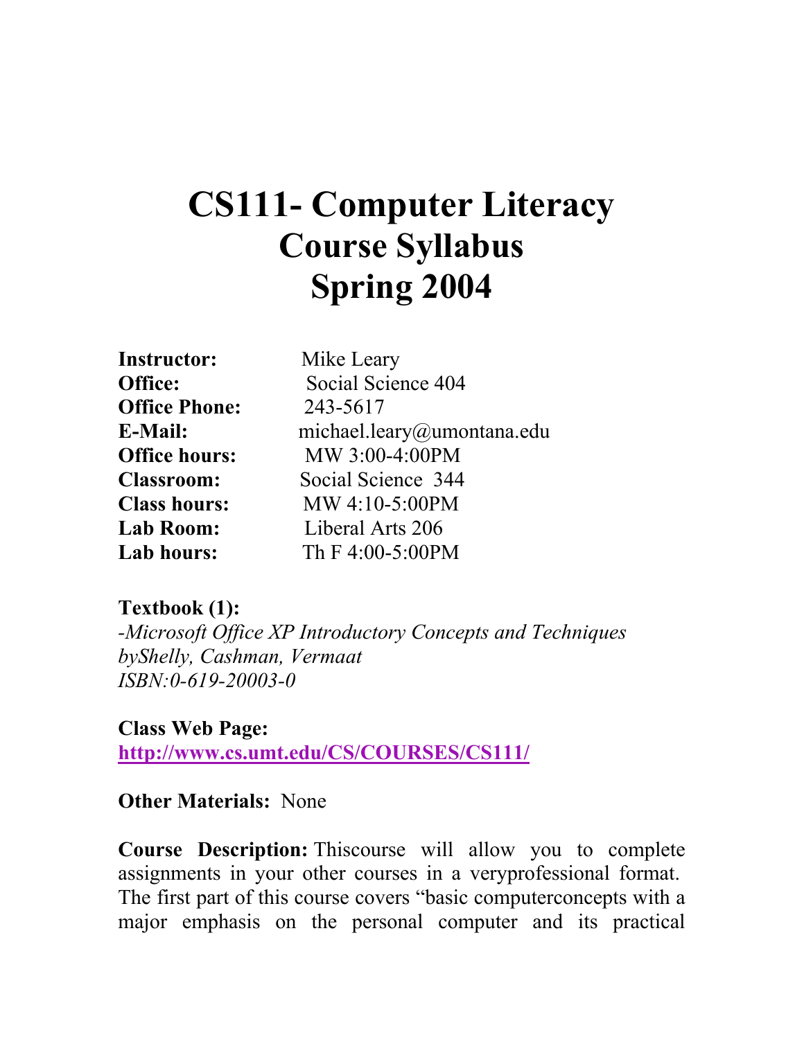# CS111- Computer Literacy
# Course Syllabus
# Spring 2004

**Instructor:** Mike Leary
**Office:** Social Science 404
**Office Phone:** 243-5617
**E-Mail:** michael.leary@umontana.edu
**Office hours:** MW 3:00-4:00PM
**Classroom:** Social Science 344
**Class hours:** MW 4:10-5:00PM
**Lab Room:** Liberal Arts 206
**Lab hours:** Th F 4:00-5:00PM

**Textbook (1):**
*-Microsoft Office XP Introductory Concepts and Techniques byShelly, Cashman, Vermaat*
*ISBN:0-619-20003-0*

**Class Web Page:**
**http://www.cs.umt.edu/CS/COURSES/CS111/**

**Other Materials:** None

**Course Description:** Thiscourse will allow you to complete assignments in your other courses in a veryprofessional format. The first part of this course covers "basic computerconcepts with a major emphasis on the personal computer and its practical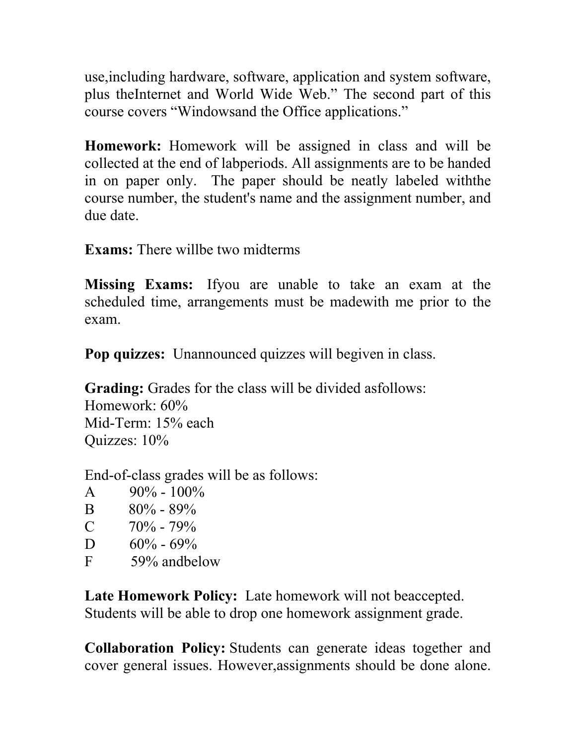use,including hardware, software, application and system software, plus theInternet and World Wide Web." The second part of this course covers "Windowsand the Office applications."

**Homework:** Homework will be assigned in class and will be collected at the end of labperiods. All assignments are to be handed in on paper only. The paper should be neatly labeled withthe course number, the student's name and the assignment number, and due date.

**Exams:** There willbe two midterms

**Missing Exams:** Ifyou are unable to take an exam at the scheduled time, arrangements must be madewith me prior to the exam.

**Pop quizzes:** Unannounced quizzes will begiven in class.

**Grading:** Grades for the class will be divided asfollows:
Homework: 60%
Mid-Term: 15% each
Quizzes: 10%

End-of-class grades will be as follows:
A 90% - 100%
B 80% - 89%
C 70% - 79%
D 60% - 69%
F 59% andbelow

**Late Homework Policy:** Late homework will not beaccepted. Students will be able to drop one homework assignment grade.

**Collaboration Policy:** Students can generate ideas together and cover general issues. However,assignments should be done alone.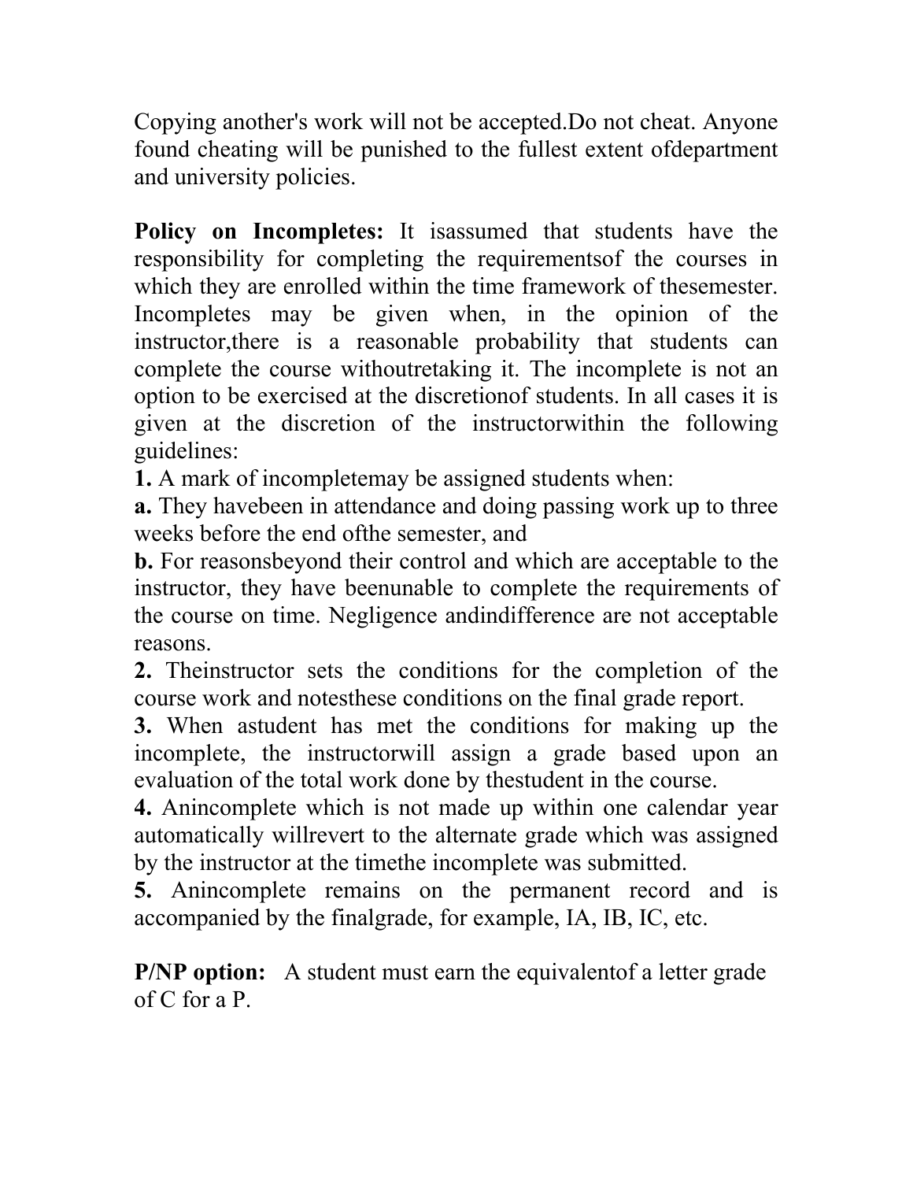Copying another's work will not be accepted.Do not cheat. Anyone found cheating will be punished to the fullest extent ofdepartment and university policies.

**Policy on Incompletes:** It isassumed that students have the responsibility for completing the requirementsof the courses in which they are enrolled within the time framework of thesemester. Incompletes may be given when, in the opinion of the instructor,there is a reasonable probability that students can complete the course withoutretaking it. The incomplete is not an option to be exercised at the discretionof students. In all cases it is given at the discretion of the instructorwithin the following guidelines:

**1.** A mark of incompletemay be assigned students when:

**a.** They havebeen in attendance and doing passing work up to three weeks before the end ofthe semester, and

**b.** For reasonsbeyond their control and which are acceptable to the instructor, they have beenunable to complete the requirements of the course on time. Negligence andindifference are not acceptable reasons.

**2.** Theinstructor sets the conditions for the completion of the course work and notesthese conditions on the final grade report.

**3.** When astudent has met the conditions for making up the incomplete, the instructorwill assign a grade based upon an evaluation of the total work done by thestudent in the course.

**4.** Anincomplete which is not made up within one calendar year automatically willrevert to the alternate grade which was assigned by the instructor at the timethe incomplete was submitted.

**5.** Anincomplete remains on the permanent record and is accompanied by the finalgrade, for example, IA, IB, IC, etc.

**P/NP option:** A student must earn the equivalentof a letter grade of C for a P.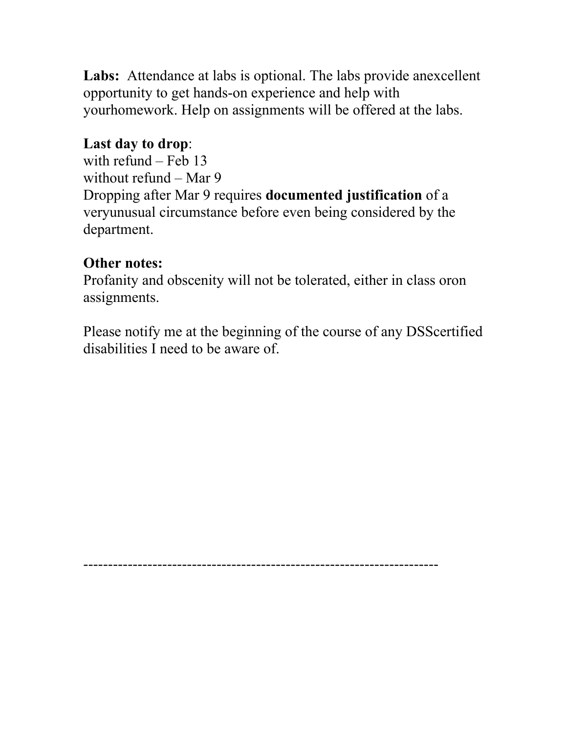**Labs:** Attendance at labs is optional. The labs provide anexcellent opportunity to get hands-on experience and help with yourhomework. Help on assignments will be offered at the labs.

**Last day to drop**:
with refund – Feb 13
without refund – Mar 9
Dropping after Mar 9 requires **documented justification** of a veryunusual circumstance before even being considered by the department.

**Other notes:**
Profanity and obscenity will not be tolerated, either in class oron assignments.

Please notify me at the beginning of the course of any DSScertified disabilities I need to be aware of.

----------------------------------------------------------------------